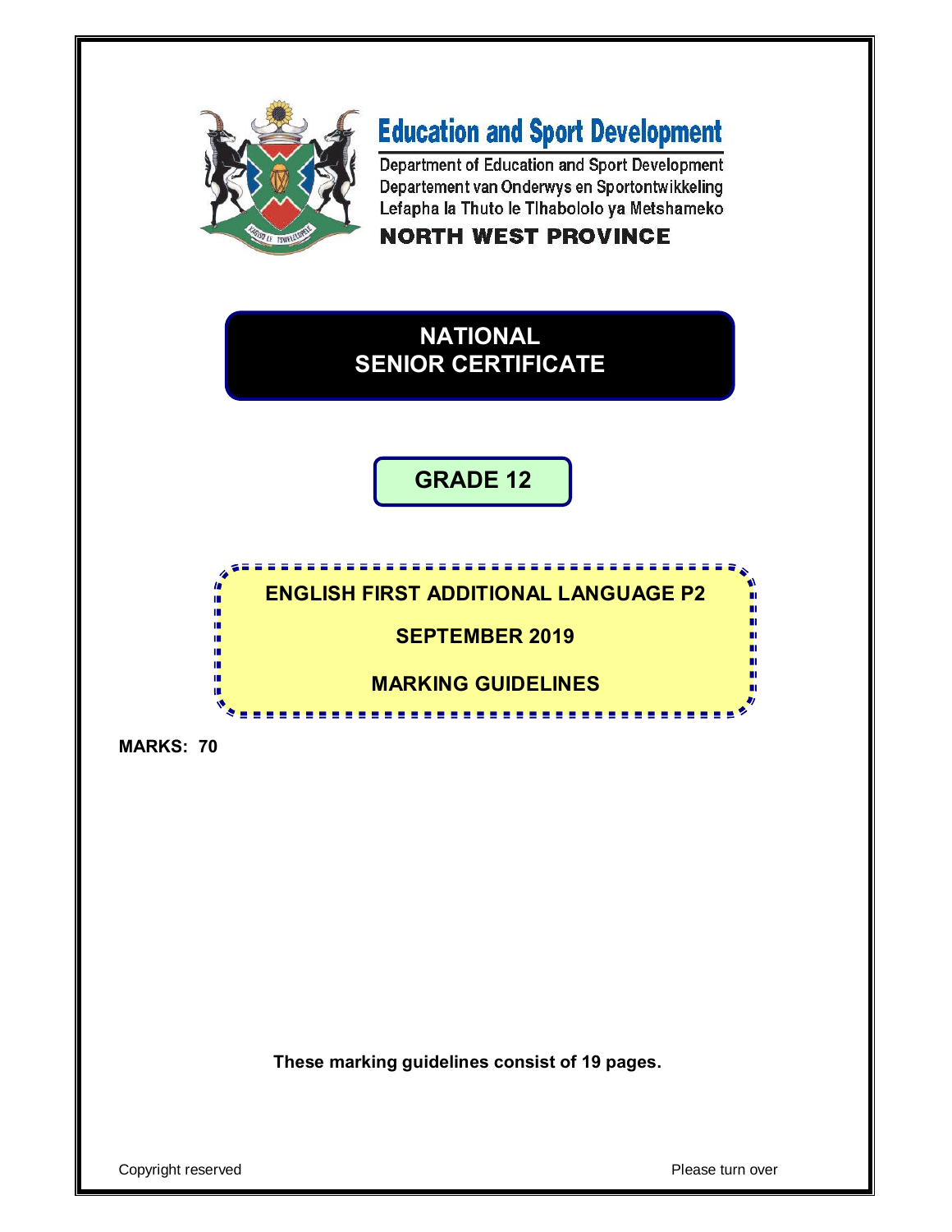# Education and Sport Development

Department of Education and Sport Development
Departement van Onderwys en Sportontwikkeling
Lefapha la Thuto le Tlhabololo ya Metshameko

**NORTH WEST PROVINCE**

## NATIONAL SENIOR CERTIFICATE

## GRADE 12

**ENGLISH FIRST ADDITIONAL LANGUAGE P2**

**SEPTEMBER 2019**

**MARKING GUIDELINES**

**MARKS: 70**

**These marking guidelines consist of 19 pages.**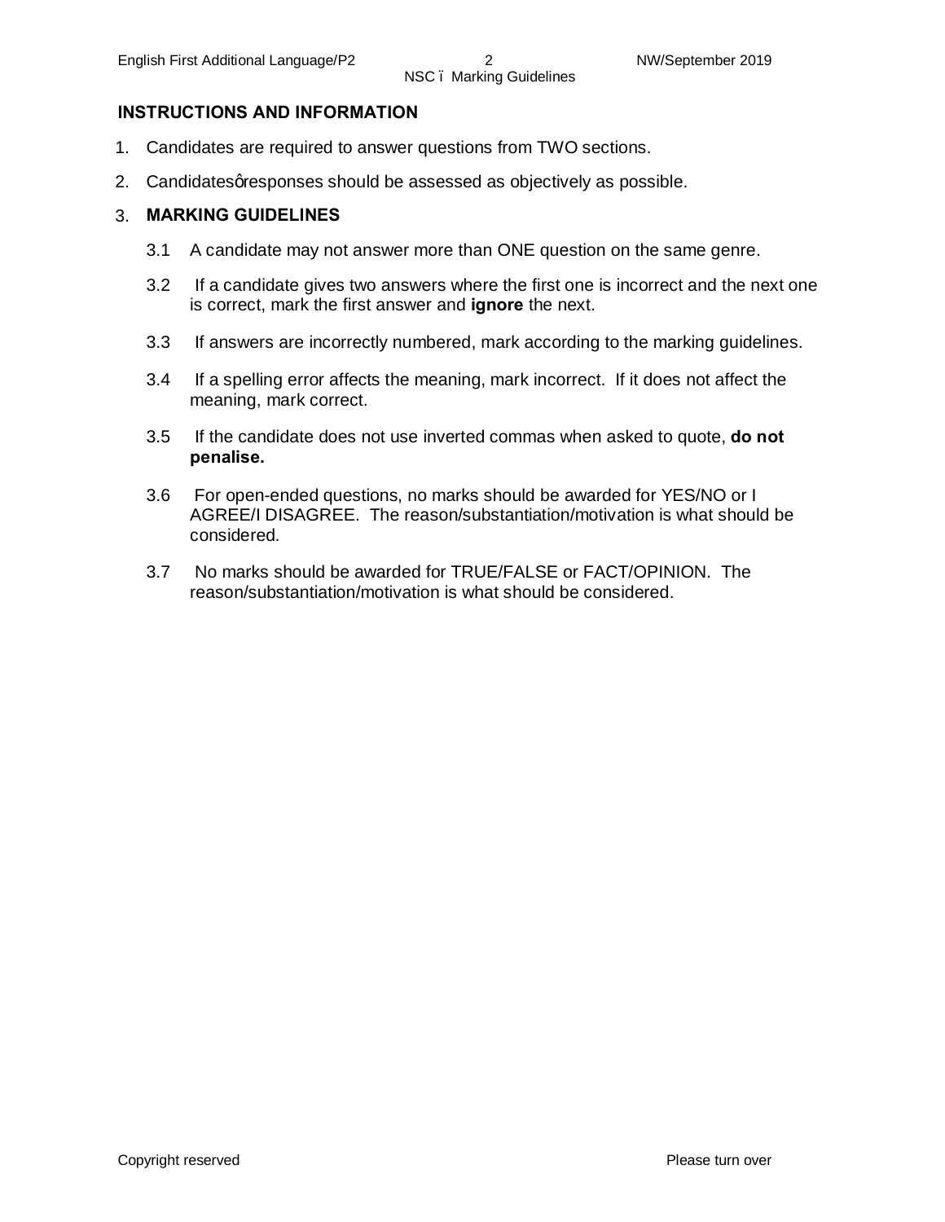## INSTRUCTIONS AND INFORMATION

1. Candidates are required to answer questions from TWO sections.
2. Candidates' responses should be assessed as objectively as possible.
3. **MARKING GUIDELINES**

   3.1 A candidate may not answer more than ONE question on the same genre.

   3.2 If a candidate gives two answers where the first one is incorrect and the next one is correct, mark the first answer and **ignore** the next.

   3.3 If answers are incorrectly numbered, mark according to the marking guidelines.

   3.4 If a spelling error affects the meaning, mark incorrect. If it does not affect the meaning, mark correct.

   3.5 If the candidate does not use inverted commas when asked to quote, **do not penalise.**

   3.6 For open-ended questions, no marks should be awarded for YES/NO or I AGREE/I DISAGREE. The reason/substantiation/motivation is what should be considered.

   3.7 No marks should be awarded for TRUE/FALSE or FACT/OPINION. The reason/substantiation/motivation is what should be considered.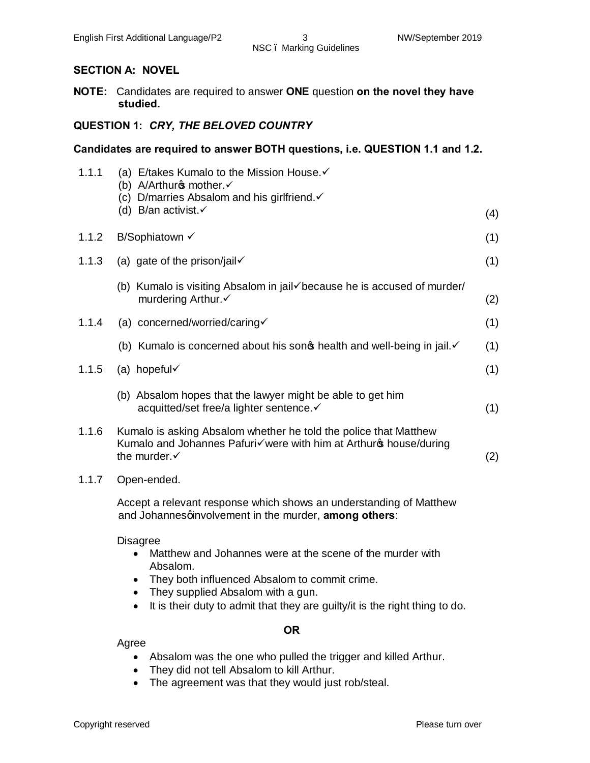## SECTION A: NOVEL

**NOTE:** Candidates are required to answer **ONE** question **on the novel they have studied.**

### QUESTION 1: *CRY, THE BELOVED COUNTRY*

**Candidates are required to answer BOTH questions, i.e. QUESTION 1.1 and 1.2.**

1.1.1 (a) E/takes Kumalo to the Mission House.✓
(b) A/Arthur's mother.✓
(c) D/marries Absalom and his girlfriend.✓
(d) B/an activist.✓ (4)

1.1.2 B/Sophiatown ✓ (1)

1.1.3 (a) gate of the prison/jail✓ (1)

(b) Kumalo is visiting Absalom in jail✓because he is accused of murder/ murdering Arthur.✓ (2)

1.1.4 (a) concerned/worried/caring✓ (1)

(b) Kumalo is concerned about his son's health and well-being in jail.✓ (1)

1.1.5 (a) hopeful✓ (1)

(b) Absalom hopes that the lawyer might be able to get him acquitted/set free/a lighter sentence.✓ (1)

1.1.6 Kumalo is asking Absalom whether he told the police that Matthew Kumalo and Johannes Pafuri✓were with him at Arthur's house/during the murder.✓ (2)

1.1.7 Open-ended.

Accept a relevant response which shows an understanding of Matthew and Johannes' involvement in the murder, **among others**:

Disagree

- Matthew and Johannes were at the scene of the murder with Absalom.
- They both influenced Absalom to commit crime.
- They supplied Absalom with a gun.
- It is their duty to admit that they are guilty/it is the right thing to do.

**OR**

Agree

- Absalom was the one who pulled the trigger and killed Arthur.
- They did not tell Absalom to kill Arthur.
- The agreement was that they would just rob/steal.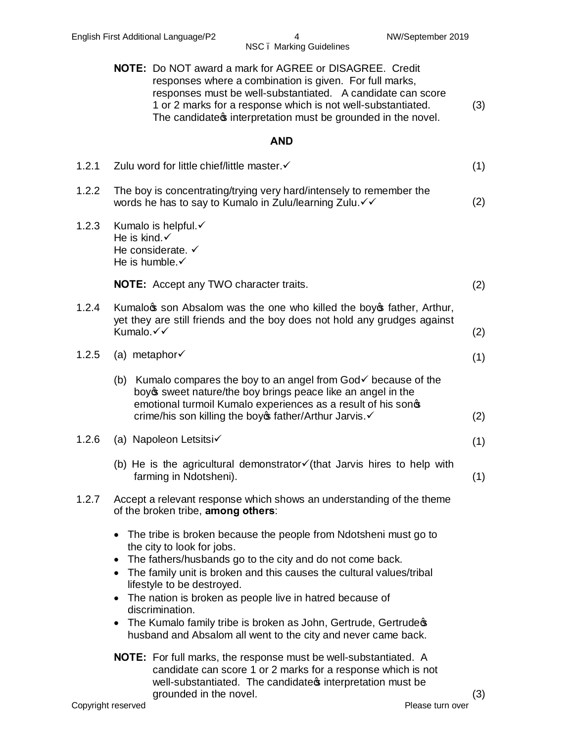**NOTE:** Do NOT award a mark for AGREE or DISAGREE. Credit responses where a combination is given. For full marks, responses must be well-substantiated. A candidate can score 1 or 2 marks for a response which is not well-substantiated. The candidate's interpretation must be grounded in the novel. (3)

**AND**

1.2.1 Zulu word for little chief/little master.✓ (1)

1.2.2 The boy is concentrating/trying very hard/intensely to remember the words he has to say to Kumalo in Zulu/learning Zulu.✓✓ (2)

1.2.3 Kumalo is helpful.✓
He is kind.✓
He considerate. ✓
He is humble.✓

**NOTE:** Accept any TWO character traits. (2)

1.2.4 Kumalo's son Absalom was the one who killed the boy's father, Arthur, yet they are still friends and the boy does not hold any grudges against Kumalo.✓✓ (2)

1.2.5 (a) metaphor✓ (1)

(b) Kumalo compares the boy to an angel from God✓ because of the boy's sweet nature/the boy brings peace like an angel in the emotional turmoil Kumalo experiences as a result of his son's crime/his son killing the boy's father/Arthur Jarvis.✓ (2)

1.2.6 (a) Napoleon Letsitsi✓ (1)

(b) He is the agricultural demonstrator✓(that Jarvis hires to help with farming in Ndotsheni). (1)

1.2.7 Accept a relevant response which shows an understanding of the theme of the broken tribe, **among others**:

- The tribe is broken because the people from Ndotsheni must go to the city to look for jobs.
- The fathers/husbands go to the city and do not come back.
- The family unit is broken and this causes the cultural values/tribal lifestyle to be destroyed.
- The nation is broken as people live in hatred because of discrimination.
- The Kumalo family tribe is broken as John, Gertrude, Gertrude's husband and Absalom all went to the city and never came back.

**NOTE:** For full marks, the response must be well-substantiated. A candidate can score 1 or 2 marks for a response which is not well-substantiated. The candidate's interpretation must be grounded in the novel. (3)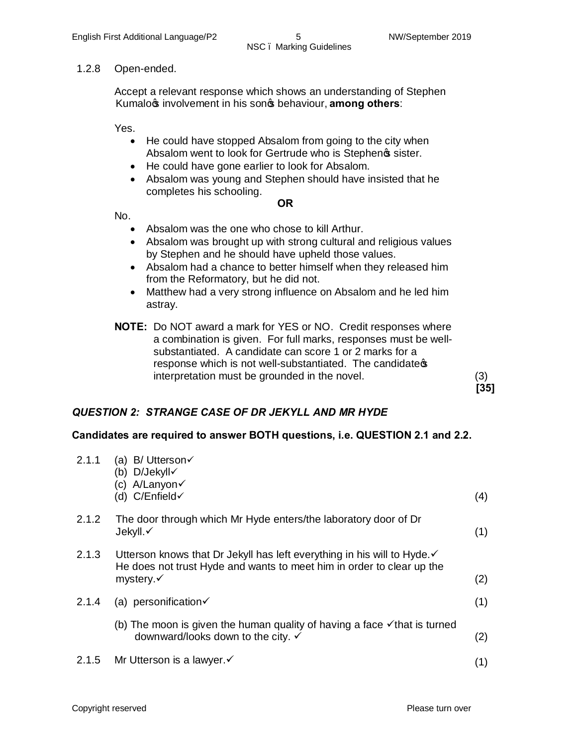1.2.8 Open-ended.

Accept a relevant response which shows an understanding of Stephen Kumalo's involvement in his son's behaviour, **among others**:

Yes.

- He could have stopped Absalom from going to the city when Absalom went to look for Gertrude who is Stephen's sister.
- He could have gone earlier to look for Absalom.
- Absalom was young and Stephen should have insisted that he completes his schooling.

**OR**

No.

- Absalom was the one who chose to kill Arthur.
- Absalom was brought up with strong cultural and religious values by Stephen and he should have upheld those values.
- Absalom had a chance to better himself when they released him from the Reformatory, but he did not.
- Matthew had a very strong influence on Absalom and he led him astray.

**NOTE:** Do NOT award a mark for YES or NO. Credit responses where a combination is given. For full marks, responses must be well-substantiated. A candidate can score 1 or 2 marks for a response which is not well-substantiated. The candidate's interpretation must be grounded in the novel. (3)

**[35]**

## *QUESTION 2: STRANGE CASE OF DR JEKYLL AND MR HYDE*

**Candidates are required to answer BOTH questions, i.e. QUESTION 2.1 and 2.2.**

2.1.1 (a) B/ Utterson✓
(b) D/Jekyll✓
(c) A/Lanyon✓
(d) C/Enfield✓ (4)

2.1.2 The door through which Mr Hyde enters/the laboratory door of Dr Jekyll.✓ (1)

2.1.3 Utterson knows that Dr Jekyll has left everything in his will to Hyde.✓ He does not trust Hyde and wants to meet him in order to clear up the mystery.✓ (2)

2.1.4 (a) personification✓ (1)

(b) The moon is given the human quality of having a face ✓that is turned downward/looks down to the city. ✓ (2)

2.1.5 Mr Utterson is a lawyer.✓ (1)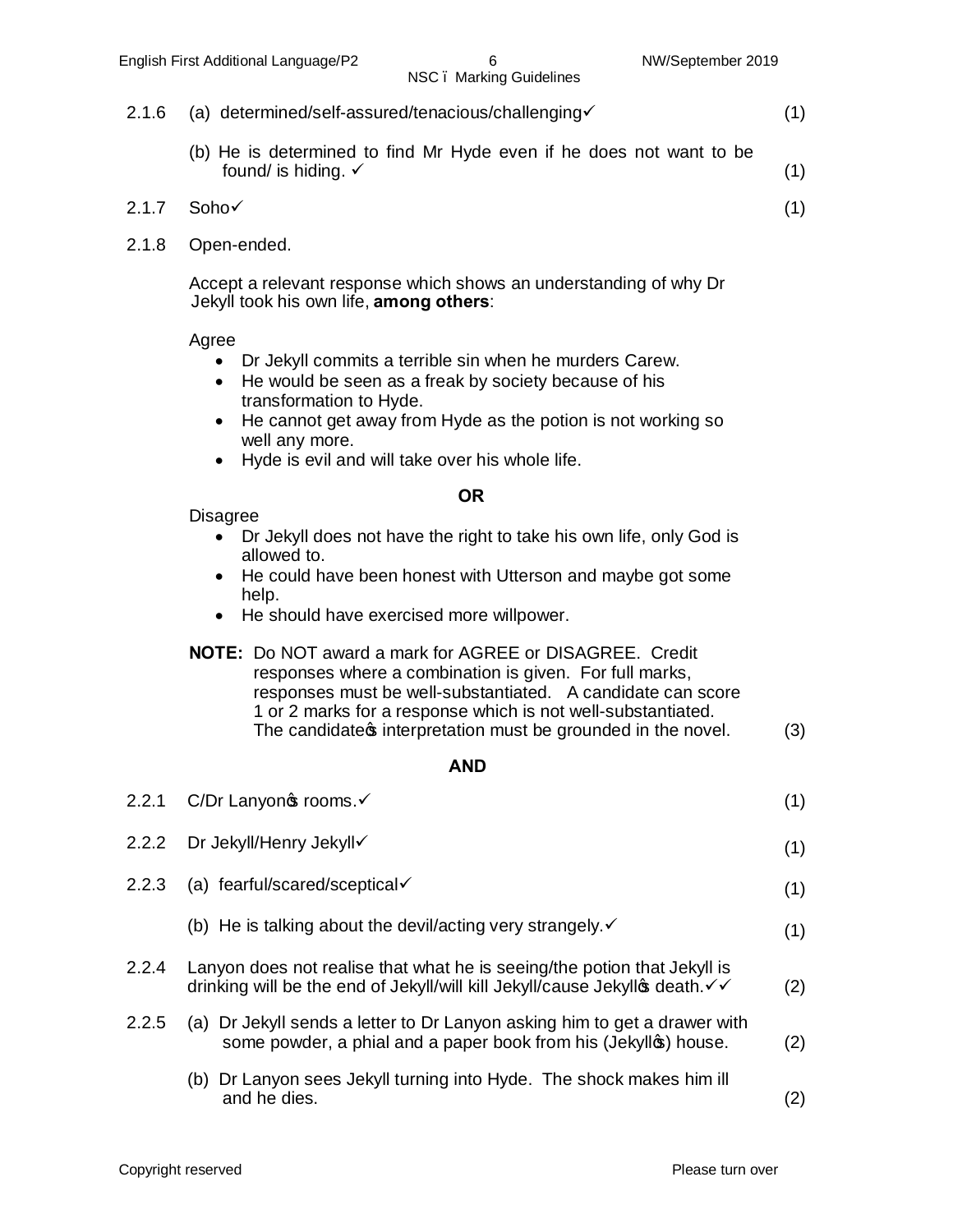2.1.6 (a) determined/self-assured/tenacious/challenging✓ (1)

(b) He is determined to find Mr Hyde even if he does not want to be found/ is hiding. ✓ (1)

2.1.7 Soho✓ (1)

2.1.8 Open-ended.

Accept a relevant response which shows an understanding of why Dr Jekyll took his own life, **among others**:

Agree

- Dr Jekyll commits a terrible sin when he murders Carew.
- He would be seen as a freak by society because of his transformation to Hyde.
- He cannot get away from Hyde as the potion is not working so well any more.
- Hyde is evil and will take over his whole life.

**OR**

Disagree

- Dr Jekyll does not have the right to take his own life, only God is allowed to.
- He could have been honest with Utterson and maybe got some help.
- He should have exercised more willpower.

**NOTE:** Do NOT award a mark for AGREE or DISAGREE. Credit responses where a combination is given. For full marks, responses must be well-substantiated. A candidate can score 1 or 2 marks for a response which is not well-substantiated. The candidate's interpretation must be grounded in the novel. (3)

**AND**

2.2.1 C/Dr Lanyon's rooms.✓ (1)

2.2.2 Dr Jekyll/Henry Jekyll✓ (1)

2.2.3 (a) fearful/scared/sceptical✓ (1)

(b) He is talking about the devil/acting very strangely.✓ (1)

2.2.4 Lanyon does not realise that what he is seeing/the potion that Jekyll is drinking will be the end of Jekyll/will kill Jekyll/cause Jekyll's death.✓✓ (2)

2.2.5 (a) Dr Jekyll sends a letter to Dr Lanyon asking him to get a drawer with some powder, a phial and a paper book from his (Jekyll's) house. (2)

(b) Dr Lanyon sees Jekyll turning into Hyde. The shock makes him ill and he dies. (2)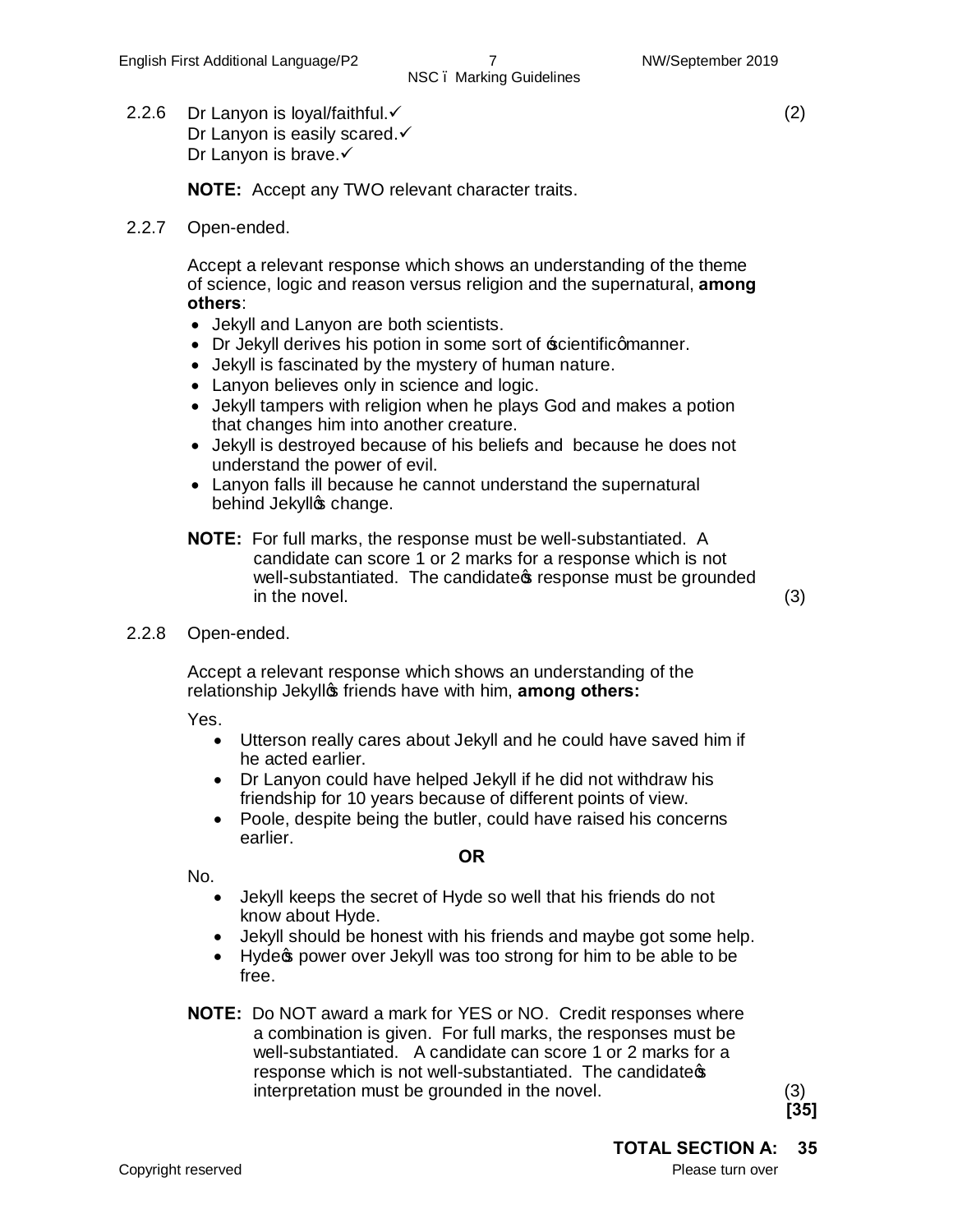2.2.6 Dr Lanyon is loyal/faithful.✓ (2)
Dr Lanyon is easily scared.✓
Dr Lanyon is brave.✓

**NOTE:** Accept any TWO relevant character traits.

2.2.7 Open-ended.

Accept a relevant response which shows an understanding of the theme of science, logic and reason versus religion and the supernatural, **among others**:

- Jekyll and Lanyon are both scientists.
- Dr Jekyll derives his potion in some sort of 'scientific' manner.
- Jekyll is fascinated by the mystery of human nature.
- Lanyon believes only in science and logic.
- Jekyll tampers with religion when he plays God and makes a potion that changes him into another creature.
- Jekyll is destroyed because of his beliefs and because he does not understand the power of evil.
- Lanyon falls ill because he cannot understand the supernatural behind Jekyll's change.

**NOTE:** For full marks, the response must be well-substantiated. A candidate can score 1 or 2 marks for a response which is not well-substantiated. The candidate's response must be grounded in the novel. (3)

2.2.8 Open-ended.

Accept a relevant response which shows an understanding of the relationship Jekyll's friends have with him, **among others:**

Yes.

- Utterson really cares about Jekyll and he could have saved him if he acted earlier.
- Dr Lanyon could have helped Jekyll if he did not withdraw his friendship for 10 years because of different points of view.
- Poole, despite being the butler, could have raised his concerns earlier.

**OR**

No.

- Jekyll keeps the secret of Hyde so well that his friends do not know about Hyde.
- Jekyll should be honest with his friends and maybe got some help.
- Hyde's power over Jekyll was too strong for him to be able to be free.

**NOTE:** Do NOT award a mark for YES or NO. Credit responses where a combination is given. For full marks, the responses must be well-substantiated. A candidate can score 1 or 2 marks for a response which is not well-substantiated. The candidate's interpretation must be grounded in the novel. (3)
**[35]**

**TOTAL SECTION A: 35**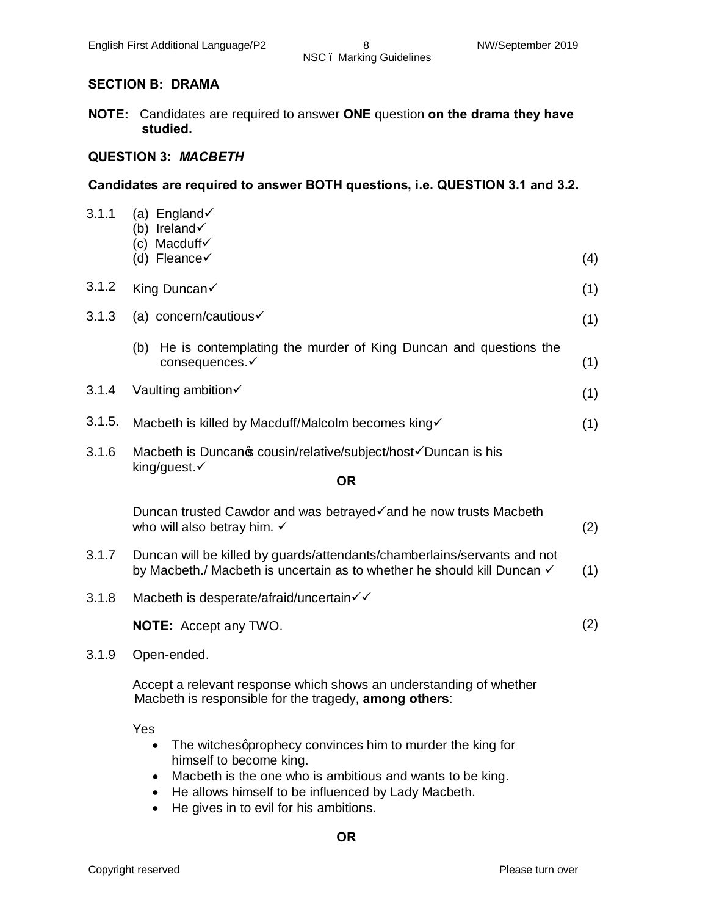## SECTION B: DRAMA

**NOTE:** Candidates are required to answer **ONE** question **on the drama they have studied.**

### QUESTION 3: *MACBETH*

**Candidates are required to answer BOTH questions, i.e. QUESTION 3.1 and 3.2.**

3.1.1 (a) England✓
(b) Ireland✓
(c) Macduff✓
(d) Fleance✓ (4)

3.1.2 King Duncan✓ (1)

3.1.3 (a) concern/cautious✓ (1)

(b) He is contemplating the murder of King Duncan and questions the consequences.✓ (1)

3.1.4 Vaulting ambition✓ (1)

3.1.5. Macbeth is killed by Macduff/Malcolm becomes king✓ (1)

3.1.6 Macbeth is Duncan's cousin/relative/subject/host✓Duncan is his king/guest.✓

**OR**

Duncan trusted Cawdor and was betrayed✓and he now trusts Macbeth who will also betray him. ✓ (2)

3.1.7 Duncan will be killed by guards/attendants/chamberlains/servants and not by Macbeth./ Macbeth is uncertain as to whether he should kill Duncan ✓ (1)

3.1.8 Macbeth is desperate/afraid/uncertain✓✓

**NOTE:** Accept any TWO. (2)

3.1.9 Open-ended.

Accept a relevant response which shows an understanding of whether Macbeth is responsible for the tragedy, **among others**:

Yes

- The witches' prophecy convinces him to murder the king for himself to become king.
- Macbeth is the one who is ambitious and wants to be king.
- He allows himself to be influenced by Lady Macbeth.
- He gives in to evil for his ambitions.

**OR**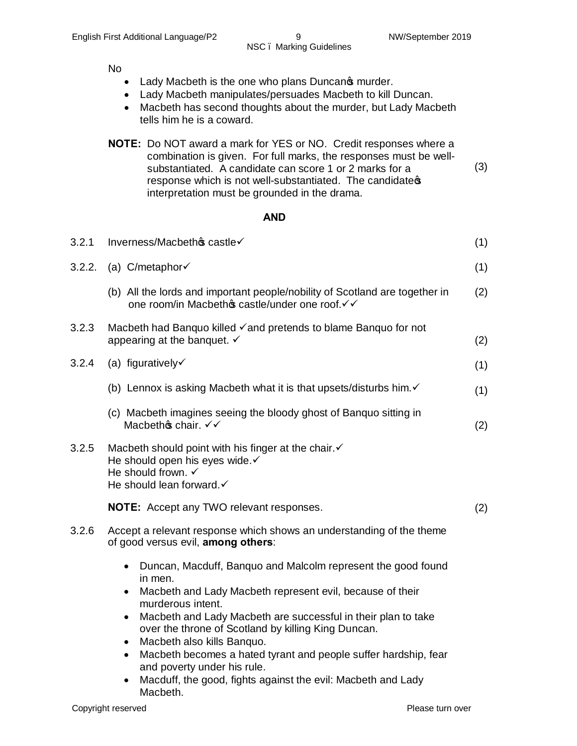No

- Lady Macbeth is the one who plans Duncan's murder.
- Lady Macbeth manipulates/persuades Macbeth to kill Duncan.
- Macbeth has second thoughts about the murder, but Lady Macbeth tells him he is a coward.

**NOTE:** Do NOT award a mark for YES or NO. Credit responses where a combination is given. For full marks, the responses must be well-substantiated. A candidate can score 1 or 2 marks for a response which is not well-substantiated. The candidate's interpretation must be grounded in the drama. (3)

**AND**

3.2.1 Inverness/Macbeth's castle✓ (1)

3.2.2. (a) C/metaphor✓ (1)

(b) All the lords and important people/nobility of Scotland are together in one room/in Macbeth's castle/under one roof.✓✓ (2)

3.2.3 Macbeth had Banquo killed ✓and pretends to blame Banquo for not appearing at the banquet. ✓ (2)

3.2.4 (a) figuratively✓ (1)

(b) Lennox is asking Macbeth what it is that upsets/disturbs him.✓ (1)

(c) Macbeth imagines seeing the bloody ghost of Banquo sitting in Macbeth's chair. ✓✓ (2)

3.2.5 Macbeth should point with his finger at the chair.✓
He should open his eyes wide.✓
He should frown. ✓
He should lean forward.✓

**NOTE:** Accept any TWO relevant responses. (2)

3.2.6 Accept a relevant response which shows an understanding of the theme of good versus evil, **among others**:

- Duncan, Macduff, Banquo and Malcolm represent the good found in men.
- Macbeth and Lady Macbeth represent evil, because of their murderous intent.
- Macbeth and Lady Macbeth are successful in their plan to take over the throne of Scotland by killing King Duncan.
- Macbeth also kills Banquo.
- Macbeth becomes a hated tyrant and people suffer hardship, fear and poverty under his rule.
- Macduff, the good, fights against the evil: Macbeth and Lady Macbeth.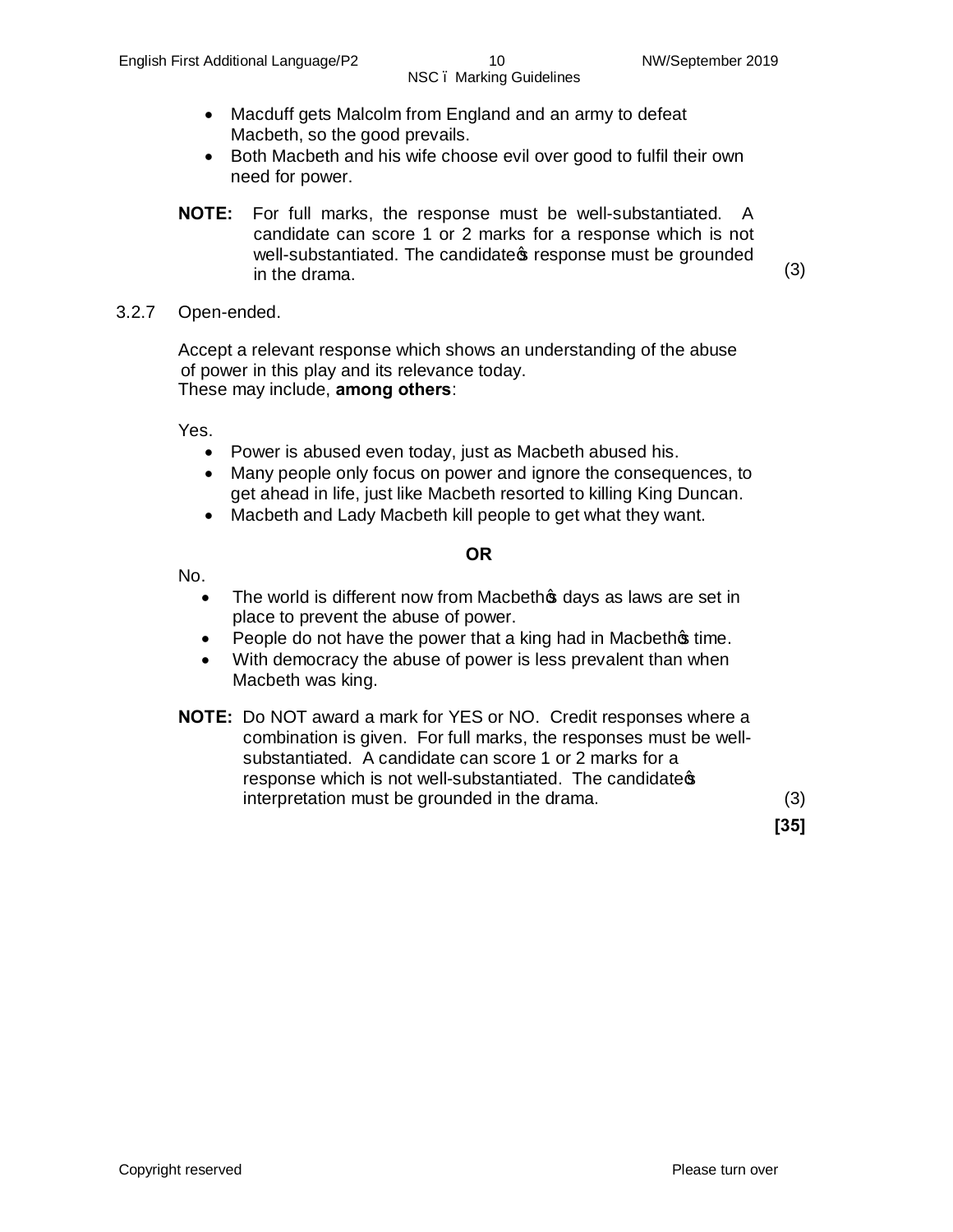- Macduff gets Malcolm from England and an army to defeat Macbeth, so the good prevails.
- Both Macbeth and his wife choose evil over good to fulfil their own need for power.

**NOTE:** For full marks, the response must be well-substantiated. A candidate can score 1 or 2 marks for a response which is not well-substantiated. The candidate's response must be grounded in the drama. (3)

3.2.7 Open-ended.

Accept a relevant response which shows an understanding of the abuse of power in this play and its relevance today.
These may include, **among others**:

Yes.

- Power is abused even today, just as Macbeth abused his.
- Many people only focus on power and ignore the consequences, to get ahead in life, just like Macbeth resorted to killing King Duncan.
- Macbeth and Lady Macbeth kill people to get what they want.

**OR**

No.

- The world is different now from Macbeth's days as laws are set in place to prevent the abuse of power.
- People do not have the power that a king had in Macbeth's time.
- With democracy the abuse of power is less prevalent than when Macbeth was king.

**NOTE:** Do NOT award a mark for YES or NO. Credit responses where a combination is given. For full marks, the responses must be well-substantiated. A candidate can score 1 or 2 marks for a response which is not well-substantiated. The candidate's interpretation must be grounded in the drama. (3)

**[35]**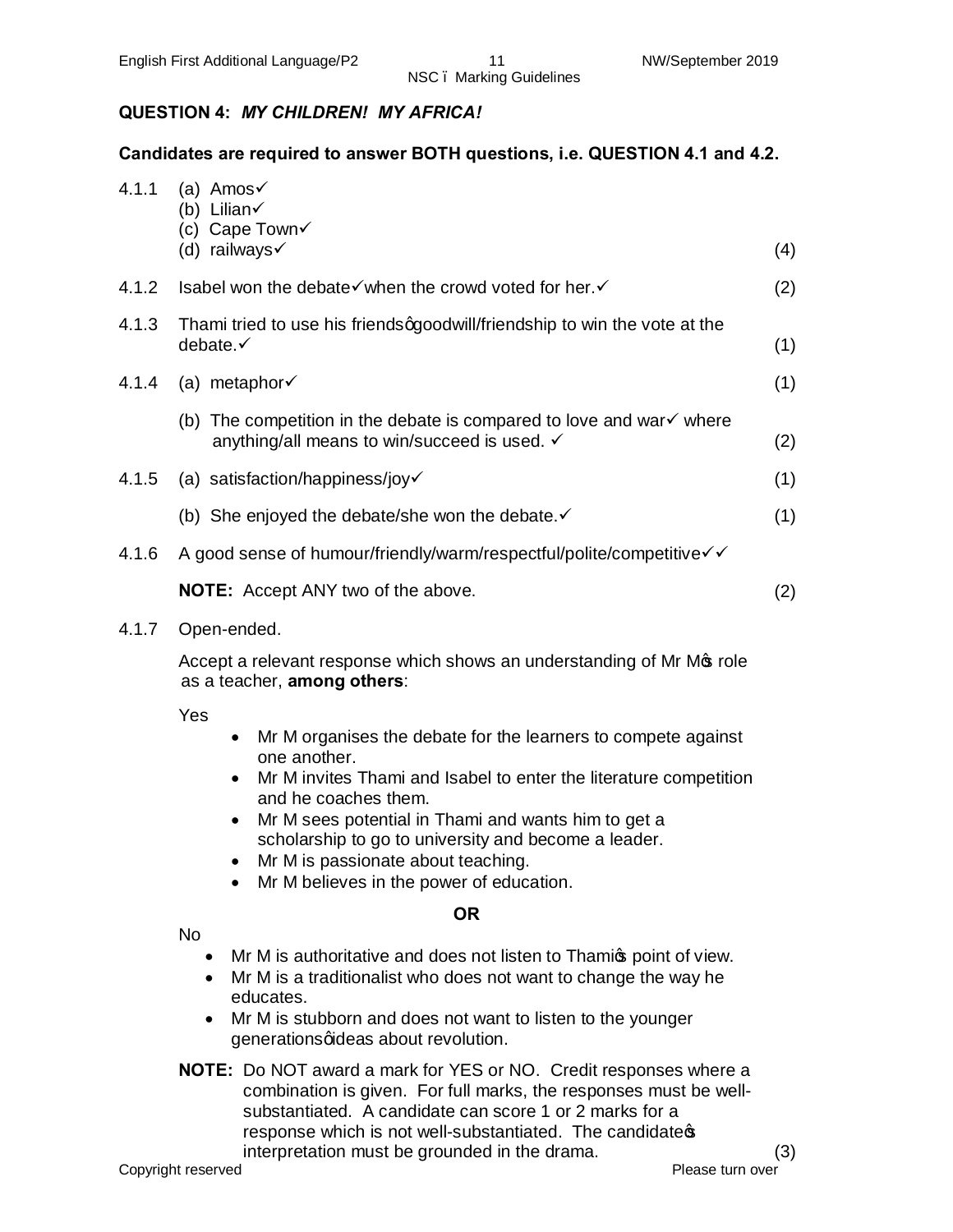## QUESTION 4: *MY CHILDREN! MY AFRICA!*

**Candidates are required to answer BOTH questions, i.e. QUESTION 4.1 and 4.2.**

4.1.1 (a) Amos✓
(b) Lilian✓
(c) Cape Town✓
(d) railways✓ (4)

4.1.2 Isabel won the debate✓when the crowd voted for her.✓ (2)

4.1.3 Thami tried to use his friendsꞌ goodwill/friendship to win the vote at the debate.✓ (1)

4.1.4 (a) metaphor✓ (1)

(b) The competition in the debate is compared to love and war✓ where anything/all means to win/succeed is used. ✓ (2)

4.1.5 (a) satisfaction/happiness/joy✓ (1)

(b) She enjoyed the debate/she won the debate.✓ (1)

4.1.6 A good sense of humour/friendly/warm/respectful/polite/competitive✓✓

**NOTE:** Accept ANY two of the above. (2)

4.1.7 Open-ended.

Accept a relevant response which shows an understanding of Mr M's role as a teacher, **among others**:

Yes

- Mr M organises the debate for the learners to compete against one another.
- Mr M invites Thami and Isabel to enter the literature competition and he coaches them.
- Mr M sees potential in Thami and wants him to get a scholarship to go to university and become a leader.
- Mr M is passionate about teaching.
- Mr M believes in the power of education.

**OR**

No

- Mr M is authoritative and does not listen to Thami's point of view.
- Mr M is a traditionalist who does not want to change the way he educates.
- Mr M is stubborn and does not want to listen to the younger generationsꞌ ideas about revolution.

**NOTE:** Do NOT award a mark for YES or NO. Credit responses where a combination is given. For full marks, the responses must be well-substantiated. A candidate can score 1 or 2 marks for a response which is not well-substantiated. The candidate's interpretation must be grounded in the drama. (3)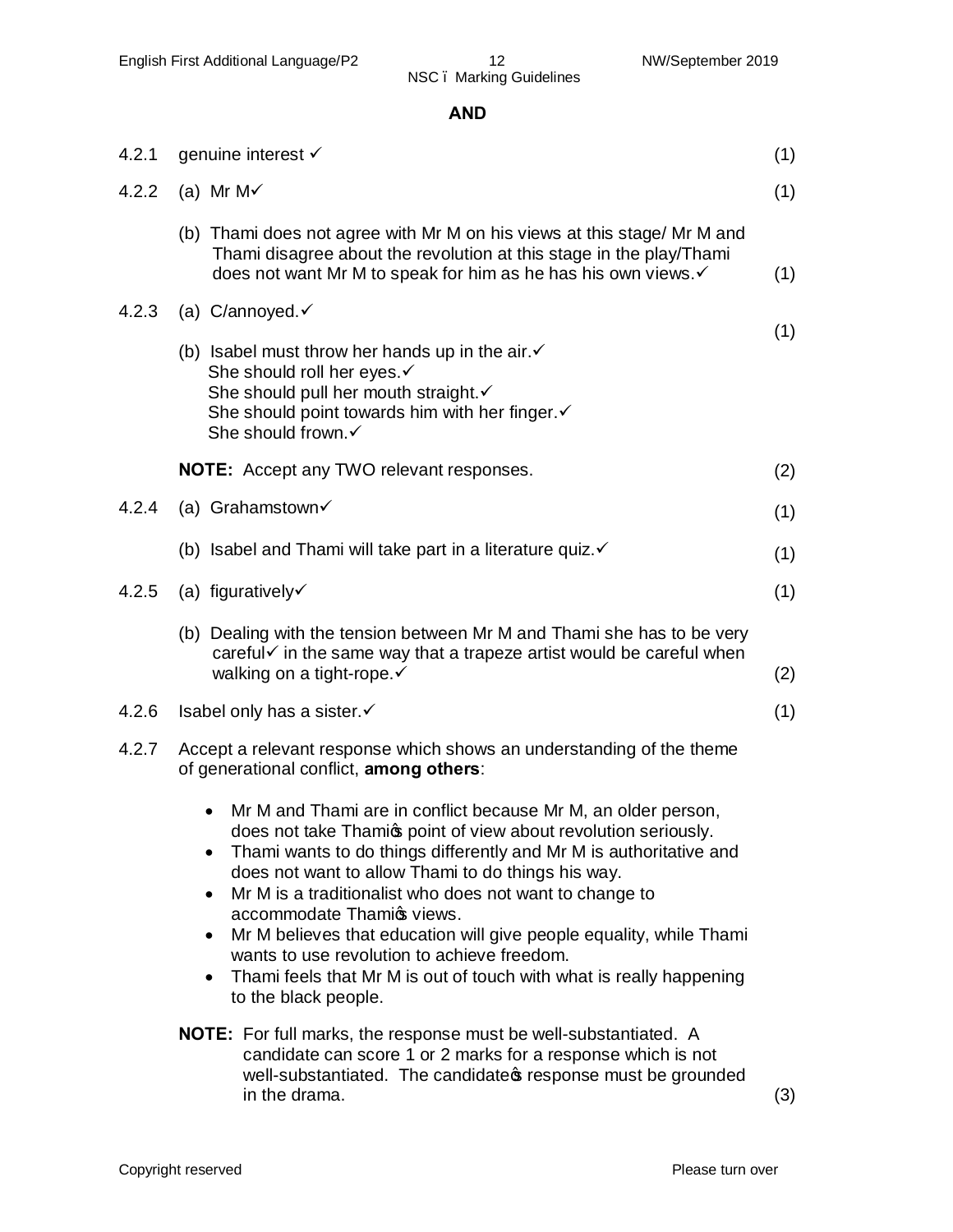**AND**

| | | |
|---|---|---|
| 4.2.1 | genuine interest ✓ | (1) |
| 4.2.2 | (a) Mr M✓ | (1) |
| | (b) Thami does not agree with Mr M on his views at this stage/ Mr M and Thami disagree about the revolution at this stage in the play/Thami does not want Mr M to speak for him as he has his own views.✓ | (1) |
| 4.2.3 | (a) C/annoyed.✓ | (1) |
| | (b) Isabel must throw her hands up in the air.✓<br>She should roll her eyes.✓<br>She should pull her mouth straight.✓<br>She should point towards him with her finger.✓<br>She should frown.✓ | |
| | **NOTE:** Accept any TWO relevant responses. | (2) |
| 4.2.4 | (a) Grahamstown✓ | (1) |
| | (b) Isabel and Thami will take part in a literature quiz.✓ | (1) |
| 4.2.5 | (a) figuratively✓ | (1) |
| | (b) Dealing with the tension between Mr M and Thami she has to be very careful✓ in the same way that a trapeze artist would be careful when walking on a tight-rope.✓ | (2) |
| 4.2.6 | Isabel only has a sister.✓ | (1) |
| 4.2.7 | Accept a relevant response which shows an understanding of the theme of generational conflict, **among others**: | |

- Mr M and Thami are in conflict because Mr M, an older person, does not take Thami's point of view about revolution seriously.
- Thami wants to do things differently and Mr M is authoritative and does not want to allow Thami to do things his way.
- Mr M is a traditionalist who does not want to change to accommodate Thami's views.
- Mr M believes that education will give people equality, while Thami wants to use revolution to achieve freedom.
- Thami feels that Mr M is out of touch with what is really happening to the black people.

**NOTE:** For full marks, the response must be well-substantiated. A candidate can score 1 or 2 marks for a response which is not well-substantiated. The candidate's response must be grounded in the drama. (3)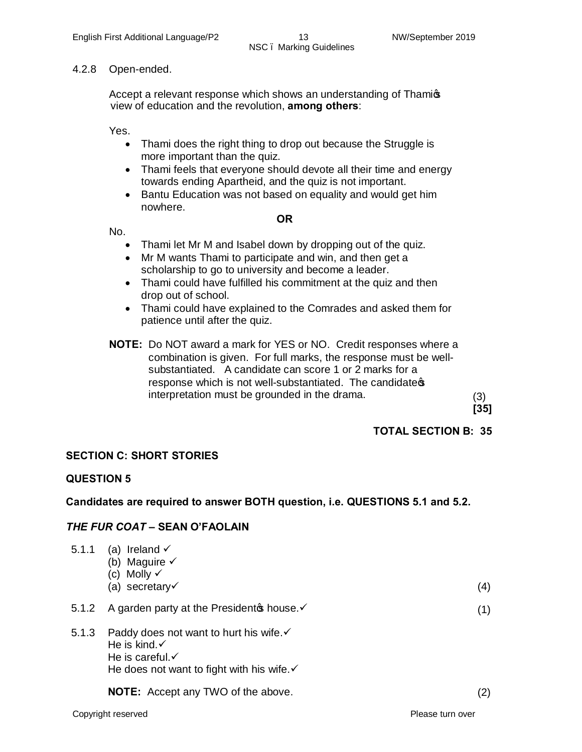4.2.8 Open-ended.

Accept a relevant response which shows an understanding of Thami's view of education and the revolution, **among others**:

Yes.

- Thami does the right thing to drop out because the Struggle is more important than the quiz.
- Thami feels that everyone should devote all their time and energy towards ending Apartheid, and the quiz is not important.
- Bantu Education was not based on equality and would get him nowhere.

**OR**

No.

- Thami let Mr M and Isabel down by dropping out of the quiz.
- Mr M wants Thami to participate and win, and then get a scholarship to go to university and become a leader.
- Thami could have fulfilled his commitment at the quiz and then drop out of school.
- Thami could have explained to the Comrades and asked them for patience until after the quiz.

**NOTE:** Do NOT award a mark for YES or NO. Credit responses where a combination is given. For full marks, the response must be well-substantiated. A candidate can score 1 or 2 marks for a response which is not well-substantiated. The candidate's interpretation must be grounded in the drama. (3)
**[35]**

**TOTAL SECTION B: 35**

## SECTION C: SHORT STORIES

## QUESTION 5

**Candidates are required to answer BOTH question, i.e. QUESTIONS 5.1 and 5.2.**

### *THE FUR COAT* – SEAN O'FAOLAIN

5.1.1 (a) Ireland ✓
(b) Maguire ✓
(c) Molly ✓
(a) secretary✓ (4)

5.1.2 A garden party at the President's house.✓ (1)

5.1.3 Paddy does not want to hurt his wife.✓
He is kind.✓
He is careful.✓
He does not want to fight with his wife.✓

**NOTE:** Accept any TWO of the above. (2)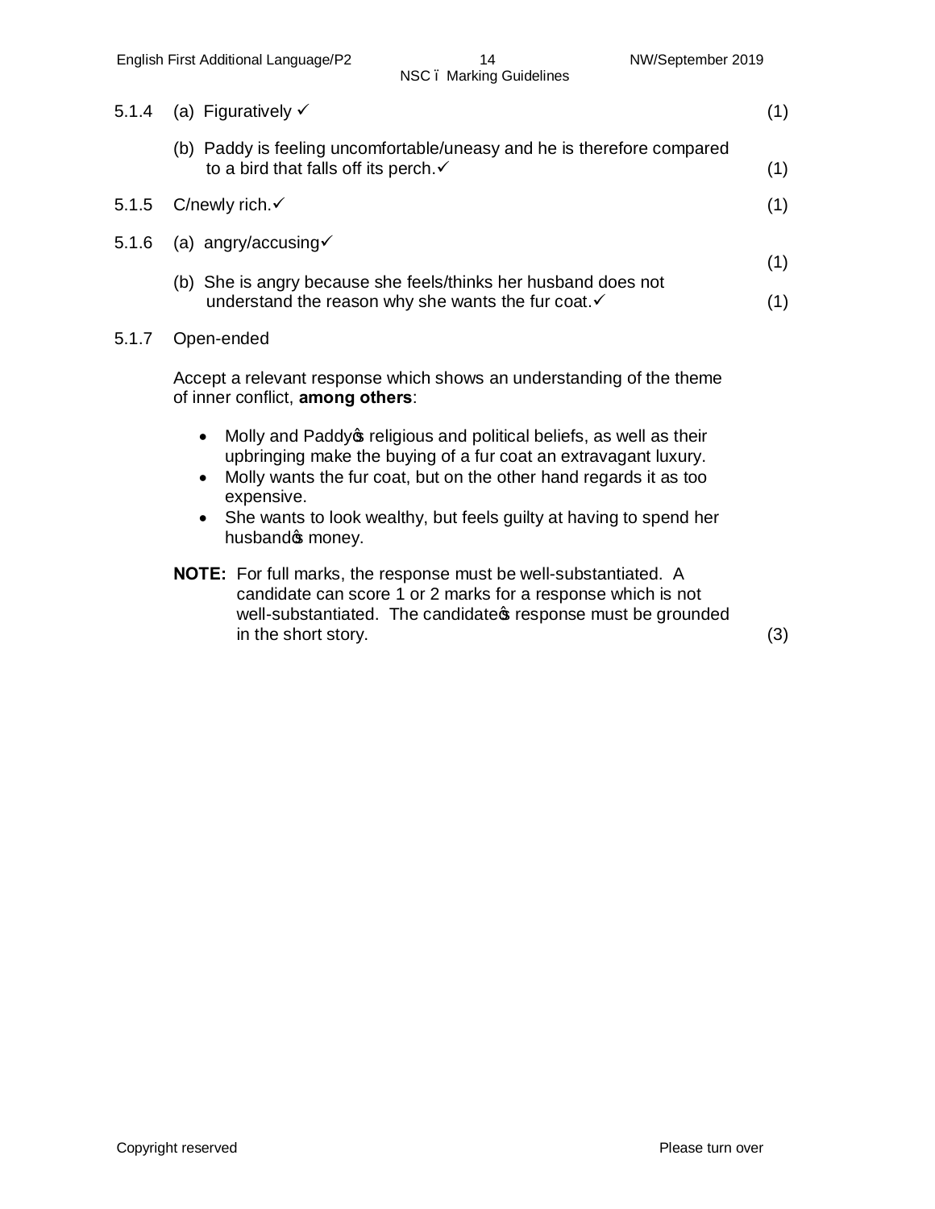5.1.4 (a) Figuratively ✓ (1)

(b) Paddy is feeling uncomfortable/uneasy and he is therefore compared to a bird that falls off its perch.✓ (1)

5.1.5 C/newly rich.✓ (1)

5.1.6 (a) angry/accusing✓ (1)

(b) She is angry because she feels/thinks her husband does not understand the reason why she wants the fur coat.✓ (1)

5.1.7 Open-ended

Accept a relevant response which shows an understanding of the theme of inner conflict, **among others**:

- Molly and Paddy's religious and political beliefs, as well as their upbringing make the buying of a fur coat an extravagant luxury.
- Molly wants the fur coat, but on the other hand regards it as too expensive.
- She wants to look wealthy, but feels guilty at having to spend her husband's money.

**NOTE:** For full marks, the response must be well-substantiated. A candidate can score 1 or 2 marks for a response which is not well-substantiated. The candidate's response must be grounded in the short story. (3)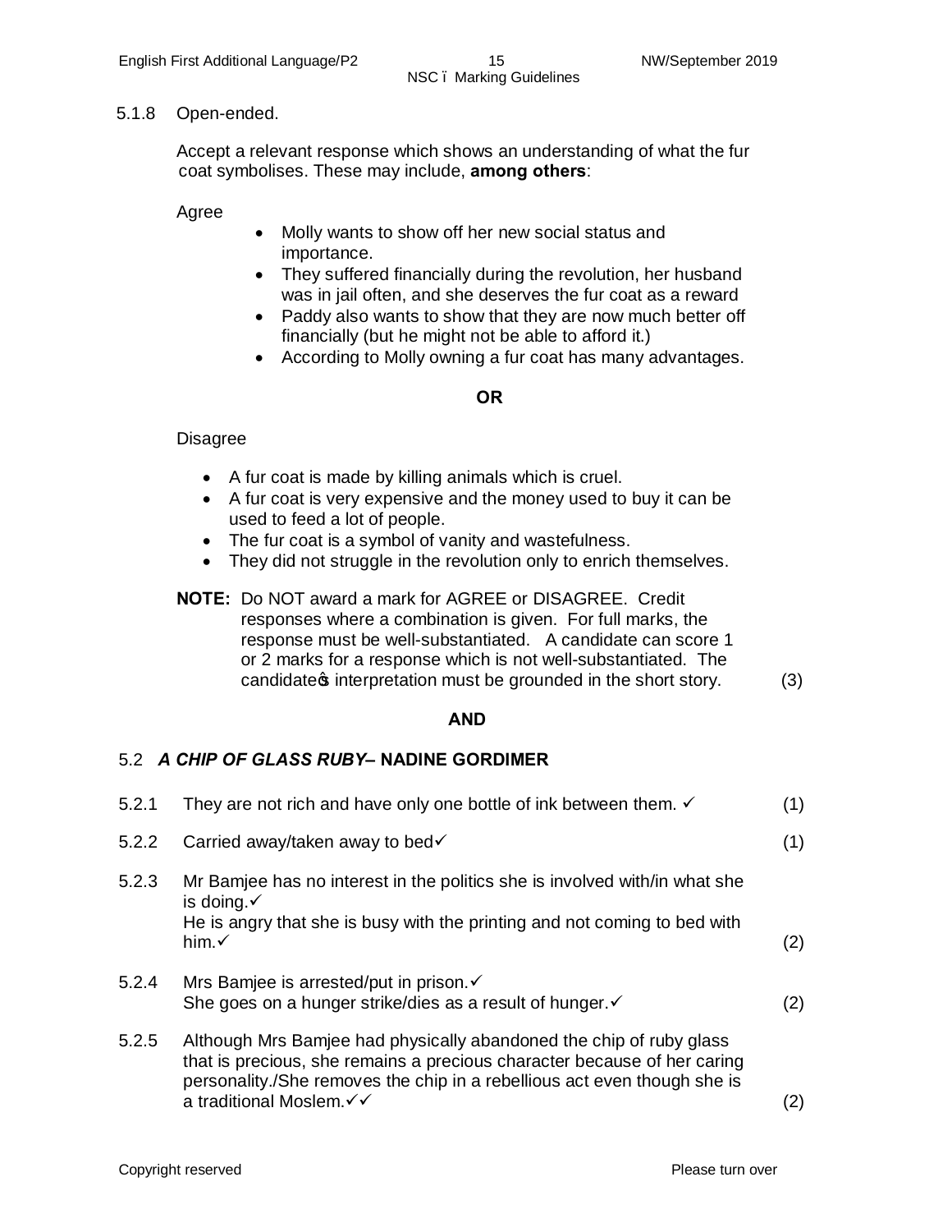5.1.8 Open-ended.

Accept a relevant response which shows an understanding of what the fur coat symbolises. These may include, **among others**:

Agree

- Molly wants to show off her new social status and importance.
- They suffered financially during the revolution, her husband was in jail often, and she deserves the fur coat as a reward
- Paddy also wants to show that they are now much better off financially (but he might not be able to afford it.)
- According to Molly owning a fur coat has many advantages.

**OR**

Disagree

- A fur coat is made by killing animals which is cruel.
- A fur coat is very expensive and the money used to buy it can be used to feed a lot of people.
- The fur coat is a symbol of vanity and wastefulness.
- They did not struggle in the revolution only to enrich themselves.

**NOTE:** Do NOT award a mark for AGREE or DISAGREE. Credit responses where a combination is given. For full marks, the response must be well-substantiated. A candidate can score 1 or 2 marks for a response which is not well-substantiated. The candidate's interpretation must be grounded in the short story. (3)

**AND**

## 5.2 *A CHIP OF GLASS RUBY*– NADINE GORDIMER

5.2.1 They are not rich and have only one bottle of ink between them. ✓ (1)

5.2.2 Carried away/taken away to bed✓ (1)

5.2.3 Mr Bamjee has no interest in the politics she is involved with/in what she is doing.✓
He is angry that she is busy with the printing and not coming to bed with him.✓ (2)

5.2.4 Mrs Bamjee is arrested/put in prison.✓
She goes on a hunger strike/dies as a result of hunger.✓ (2)

5.2.5 Although Mrs Bamjee had physically abandoned the chip of ruby glass that is precious, she remains a precious character because of her caring personality./She removes the chip in a rebellious act even though she is a traditional Moslem.✓✓ (2)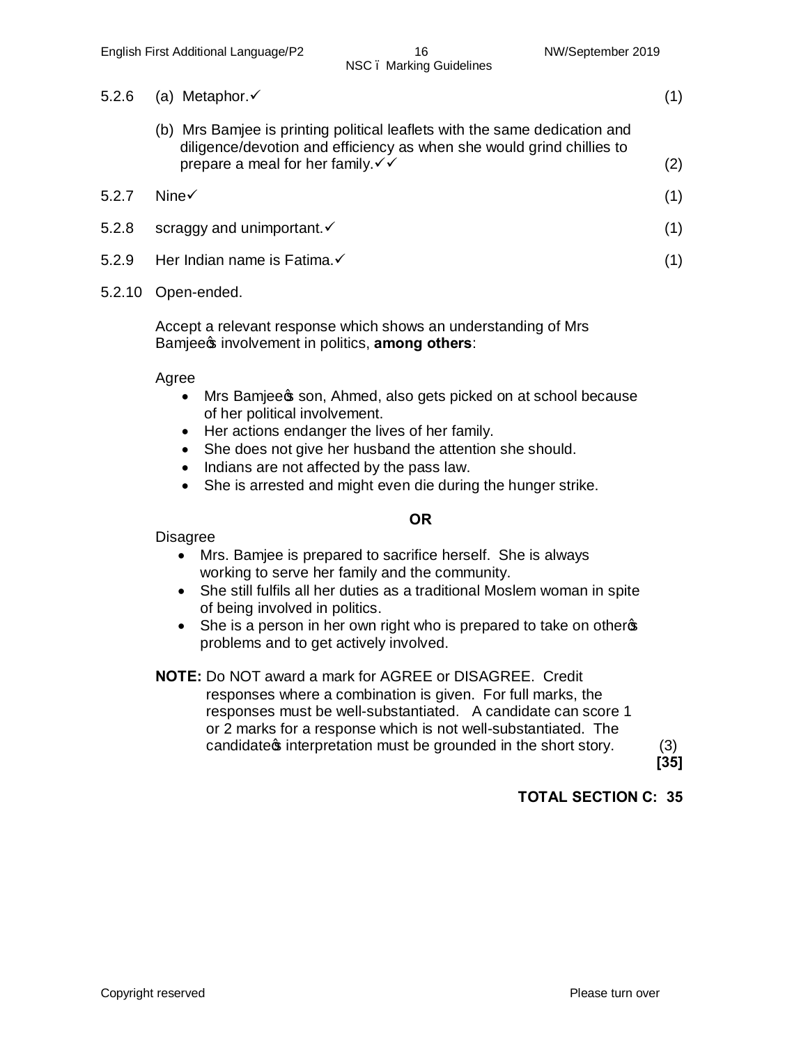5.2.6 (a) Metaphor.✓ (1)

(b) Mrs Bamjee is printing political leaflets with the same dedication and diligence/devotion and efficiency as when she would grind chillies to prepare a meal for her family.✓✓ (2)

5.2.7 Nine✓ (1)

5.2.8 scraggy and unimportant.✓ (1)

5.2.9 Her Indian name is Fatima.✓ (1)

5.2.10 Open-ended.

Accept a relevant response which shows an understanding of Mrs Bamjee's involvement in politics, **among others**:

Agree

- Mrs Bamjee's son, Ahmed, also gets picked on at school because of her political involvement.
- Her actions endanger the lives of her family.
- She does not give her husband the attention she should.
- Indians are not affected by the pass law.
- She is arrested and might even die during the hunger strike.

**OR**

Disagree

- Mrs. Bamjee is prepared to sacrifice herself. She is always working to serve her family and the community.
- She still fulfils all her duties as a traditional Moslem woman in spite of being involved in politics.
- She is a person in her own right who is prepared to take on other's problems and to get actively involved.

**NOTE:** Do NOT award a mark for AGREE or DISAGREE. Credit responses where a combination is given. For full marks, the responses must be well-substantiated. A candidate can score 1 or 2 marks for a response which is not well-substantiated. The candidate's interpretation must be grounded in the short story. (3)

**[35]**

**TOTAL SECTION C: 35**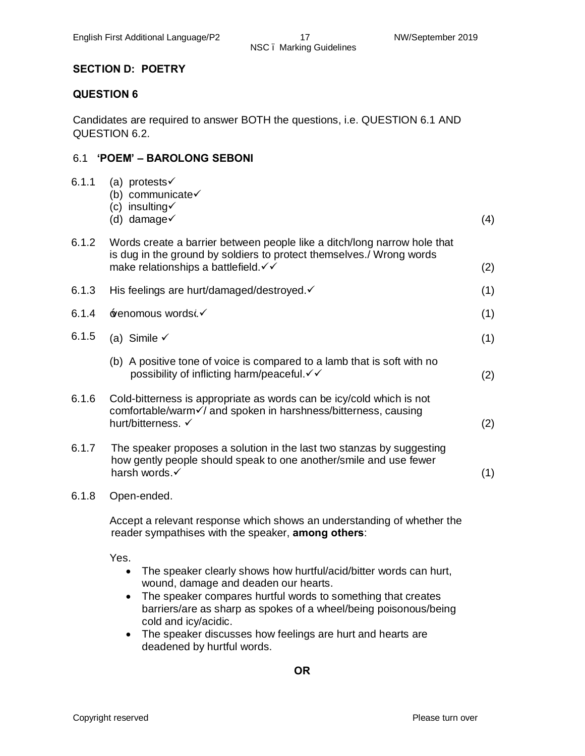## SECTION D: POETRY

## QUESTION 6

Candidates are required to answer BOTH the questions, i.e. QUESTION 6.1 AND QUESTION 6.2.

### 6.1 'POEM' – BAROLONG SEBONI

6.1.1 (a) protests✓
(b) communicate✓
(c) insulting✓
(d) damage✓ (4)

6.1.2 Words create a barrier between people like a ditch/long narrow hole that is dug in the ground by soldiers to protect themselves./ Wrong words make relationships a battlefield.✓✓ (2)

6.1.3 His feelings are hurt/damaged/destroyed.✓ (1)

6.1.4 'venomous words'.✓ (1)

6.1.5 (a) Simile ✓ (1)

(b) A positive tone of voice is compared to a lamb that is soft with no possibility of inflicting harm/peaceful.✓✓ (2)

6.1.6 Cold-bitterness is appropriate as words can be icy/cold which is not comfortable/warm✓/ and spoken in harshness/bitterness, causing hurt/bitterness. ✓ (2)

6.1.7 The speaker proposes a solution in the last two stanzas by suggesting how gently people should speak to one another/smile and use fewer harsh words.✓ (1)

6.1.8 Open-ended.

Accept a relevant response which shows an understanding of whether the reader sympathises with the speaker, **among others**:

Yes.

- The speaker clearly shows how hurtful/acid/bitter words can hurt, wound, damage and deaden our hearts.
- The speaker compares hurtful words to something that creates barriers/are as sharp as spokes of a wheel/being poisonous/being cold and icy/acidic.
- The speaker discusses how feelings are hurt and hearts are deadened by hurtful words.

**OR**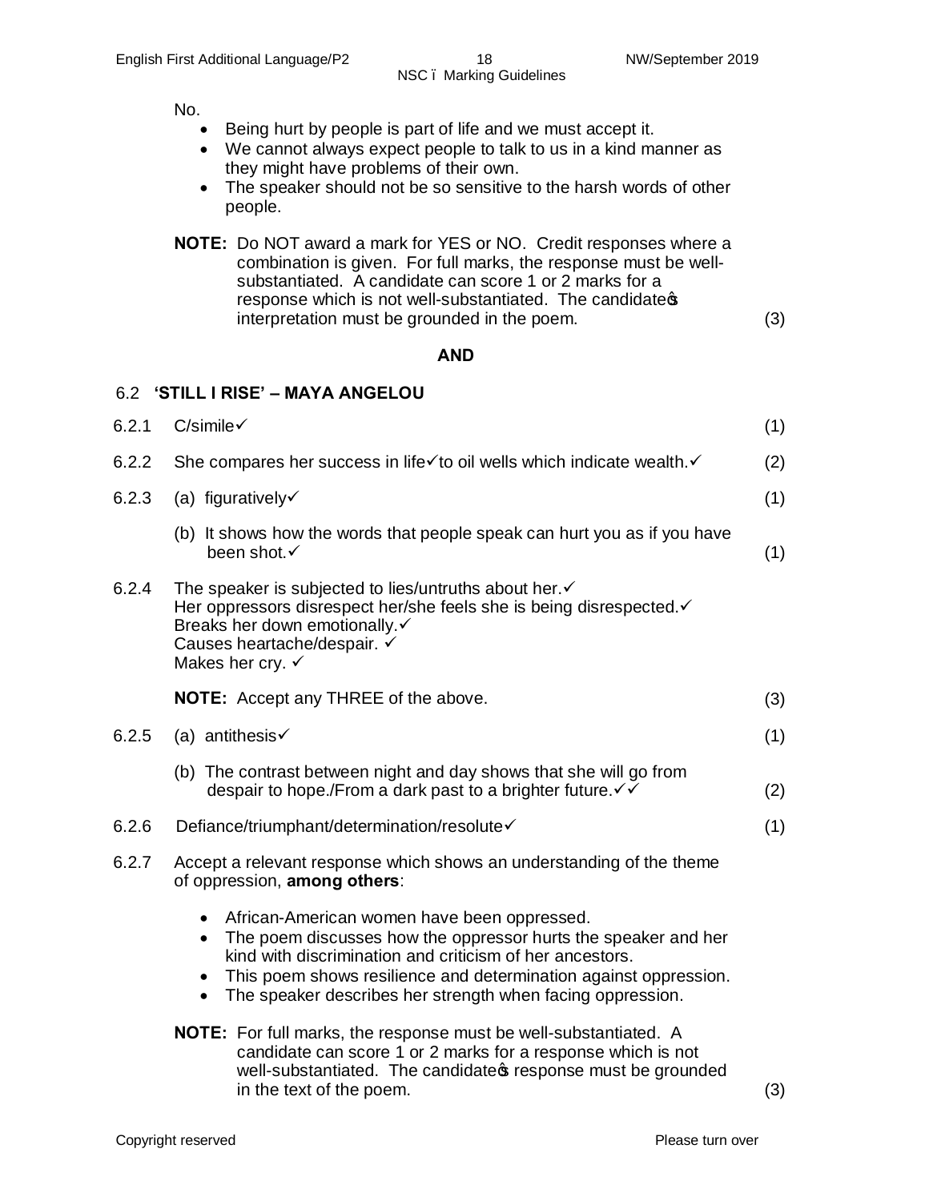No.

- Being hurt by people is part of life and we must accept it.
- We cannot always expect people to talk to us in a kind manner as they might have problems of their own.
- The speaker should not be so sensitive to the harsh words of other people.

**NOTE:** Do NOT award a mark for YES or NO. Credit responses where a combination is given. For full marks, the response must be well-substantiated. A candidate can score 1 or 2 marks for a response which is not well-substantiated. The candidate's interpretation must be grounded in the poem. (3)

**AND**

## 6.2 'STILL I RISE' – MAYA ANGELOU

6.2.1 C/simile✓ (1)

6.2.2 She compares her success in life✓to oil wells which indicate wealth.✓ (2)

6.2.3 (a) figuratively✓ (1)

(b) It shows how the words that people speak can hurt you as if you have been shot.✓ (1)

6.2.4 The speaker is subjected to lies/untruths about her.✓
Her oppressors disrespect her/she feels she is being disrespected.✓
Breaks her down emotionally.✓
Causes heartache/despair. ✓
Makes her cry. ✓

**NOTE:** Accept any THREE of the above. (3)

6.2.5 (a) antithesis✓ (1)

(b) The contrast between night and day shows that she will go from despair to hope./From a dark past to a brighter future.✓✓ (2)

6.2.6 Defiance/triumphant/determination/resolute✓ (1)

6.2.7 Accept a relevant response which shows an understanding of the theme of oppression, **among others**:

- African-American women have been oppressed.
- The poem discusses how the oppressor hurts the speaker and her kind with discrimination and criticism of her ancestors.
- This poem shows resilience and determination against oppression.
- The speaker describes her strength when facing oppression.

**NOTE:** For full marks, the response must be well-substantiated. A candidate can score 1 or 2 marks for a response which is not well-substantiated. The candidate's response must be grounded in the text of the poem. (3)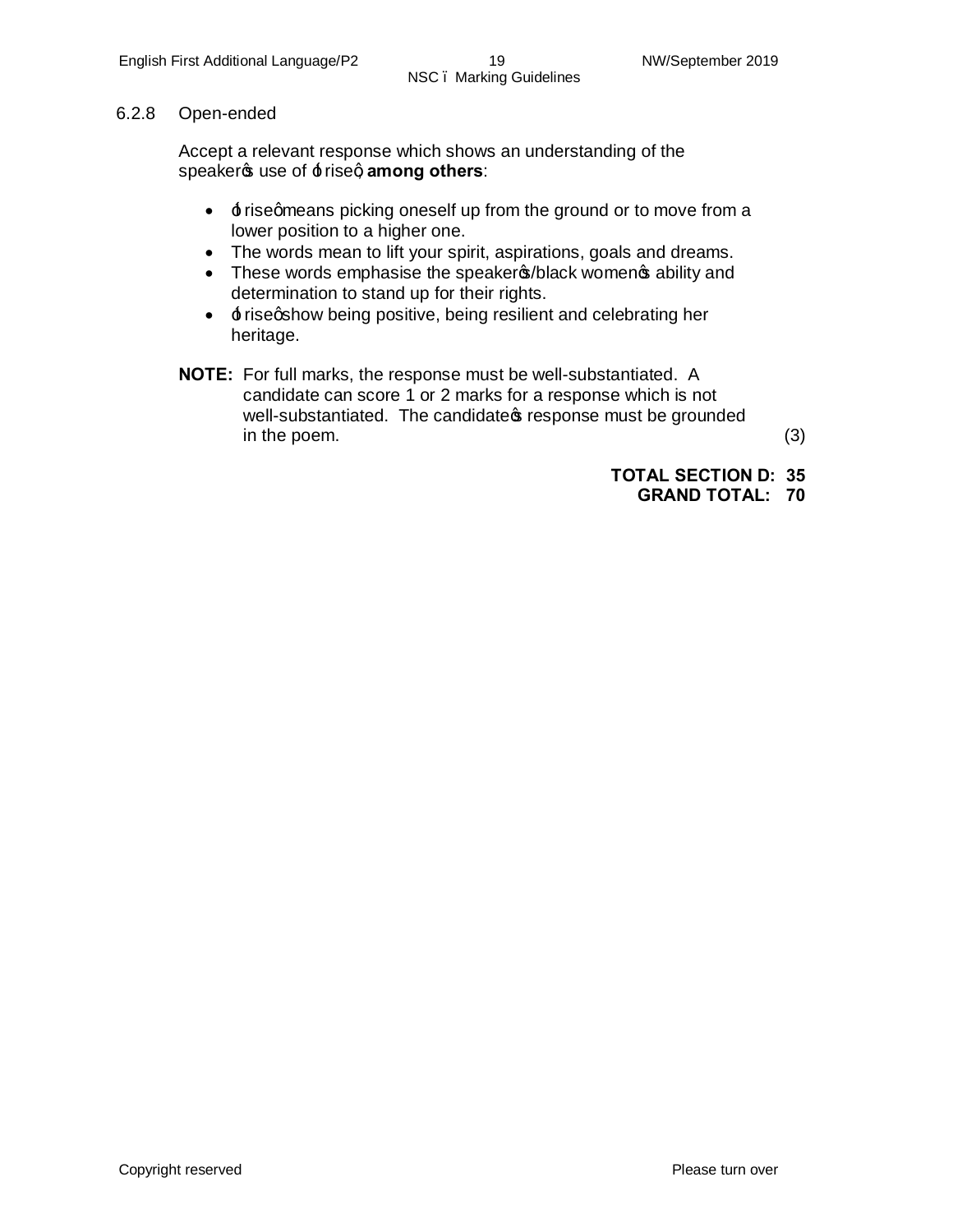6.2.8 Open-ended

Accept a relevant response which shows an understanding of the speaker's use of 'I rise', **among others**:

- 'I rise' means picking oneself up from the ground or to move from a lower position to a higher one.
- The words mean to lift your spirit, aspirations, goals and dreams.
- These words emphasise the speaker's/black women's ability and determination to stand up for their rights.
- 'I rise' show being positive, being resilient and celebrating her heritage.

**NOTE:** For full marks, the response must be well-substantiated. A candidate can score 1 or 2 marks for a response which is not well-substantiated. The candidate's response must be grounded in the poem. (3)

**TOTAL SECTION D: 35**
**GRAND TOTAL: 70**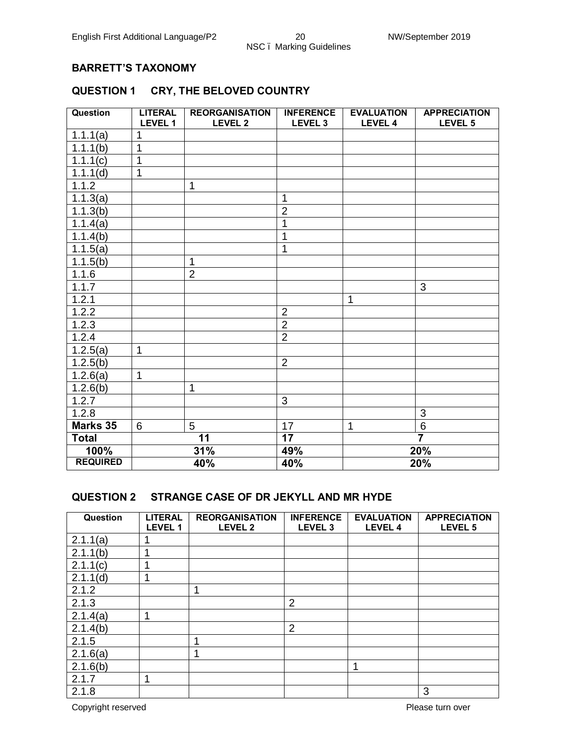## BARRETT'S TAXONOMY

### QUESTION 1 CRY, THE BELOVED COUNTRY

| Question | LITERAL LEVEL 1 | REORGANISATION LEVEL 2 | INFERENCE LEVEL 3 | EVALUATION LEVEL 4 | APPRECIATION LEVEL 5 |
|---|---|---|---|---|---|
| 1.1.1(a) | 1 | | | | |
| 1.1.1(b) | 1 | | | | |
| 1.1.1(c) | 1 | | | | |
| 1.1.1(d) | 1 | | | | |
| 1.1.2 | | 1 | | | |
| 1.1.3(a) | | | 1 | | |
| 1.1.3(b) | | | 2 | | |
| 1.1.4(a) | | | 1 | | |
| 1.1.4(b) | | | 1 | | |
| 1.1.5(a) | | | 1 | | |
| 1.1.5(b) | | 1 | | | |
| 1.1.6 | | 2 | | | |
| 1.1.7 | | | | | 3 |
| 1.2.1 | | | | 1 | |
| 1.2.2 | | | 2 | | |
| 1.2.3 | | | 2 | | |
| 1.2.4 | | | 2 | | |
| 1.2.5(a) | 1 | | | | |
| 1.2.5(b) | | | 2 | | |
| 1.2.6(a) | 1 | | | | |
| 1.2.6(b) | | 1 | | | |
| 1.2.7 | | | 3 | | |
| 1.2.8 | | | | | 3 |
| **Marks 35** | 6 | 5 | 17 | 1 | 6 |
| **Total** | **11** | | **17** | **7** | |
| **100%** | **31%** | | **49%** | **20%** | |
| **REQUIRED** | **40%** | | **40%** | **20%** | |

### QUESTION 2 STRANGE CASE OF DR JEKYLL AND MR HYDE

| Question | LITERAL LEVEL 1 | REORGANISATION LEVEL 2 | INFERENCE LEVEL 3 | EVALUATION LEVEL 4 | APPRECIATION LEVEL 5 |
|---|---|---|---|---|---|
| 2.1.1(a) | 1 | | | | |
| 2.1.1(b) | 1 | | | | |
| 2.1.1(c) | 1 | | | | |
| 2.1.1(d) | 1 | | | | |
| 2.1.2 | | 1 | | | |
| 2.1.3 | | | 2 | | |
| 2.1.4(a) | 1 | | | | |
| 2.1.4(b) | | | 2 | | |
| 2.1.5 | | 1 | | | |
| 2.1.6(a) | | 1 | | | |
| 2.1.6(b) | | | | 1 | |
| 2.1.7 | 1 | | | | |
| 2.1.8 | | | | | 3 |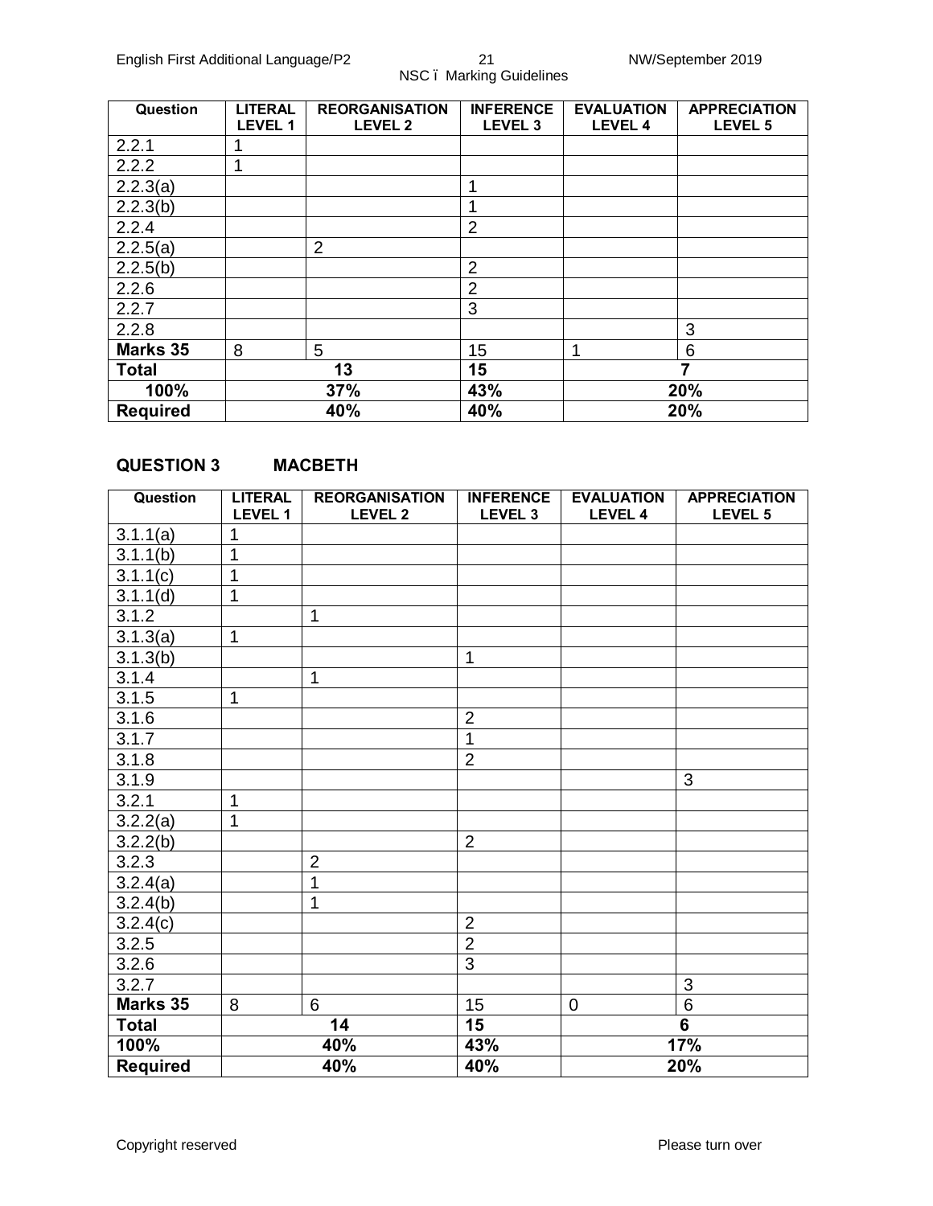| Question | LITERAL LEVEL 1 | REORGANISATION LEVEL 2 | INFERENCE LEVEL 3 | EVALUATION LEVEL 4 | APPRECIATION LEVEL 5 |
|---|---|---|---|---|---|
| 2.2.1 | 1 | | | | |
| 2.2.2 | 1 | | | | |
| 2.2.3(a) | | | 1 | | |
| 2.2.3(b) | | | 1 | | |
| 2.2.4 | | | 2 | | |
| 2.2.5(a) | | 2 | | | |
| 2.2.5(b) | | | 2 | | |
| 2.2.6 | | | 2 | | |
| 2.2.7 | | | 3 | | |
| 2.2.8 | | | | | 3 |
| **Marks 35** | 8 | 5 | 15 | 1 | 6 |
| **Total** | **13** | | **15** | **7** | |
| **100%** | **37%** | | **43%** | **20%** | |
| **Required** | **40%** | | **40%** | **20%** | |

## QUESTION 3 MACBETH

| Question | LITERAL LEVEL 1 | REORGANISATION LEVEL 2 | INFERENCE LEVEL 3 | EVALUATION LEVEL 4 | APPRECIATION LEVEL 5 |
|---|---|---|---|---|---|
| 3.1.1(a) | 1 | | | | |
| 3.1.1(b) | 1 | | | | |
| 3.1.1(c) | 1 | | | | |
| 3.1.1(d) | 1 | | | | |
| 3.1.2 | | 1 | | | |
| 3.1.3(a) | 1 | | | | |
| 3.1.3(b) | | | 1 | | |
| 3.1.4 | | 1 | | | |
| 3.1.5 | 1 | | | | |
| 3.1.6 | | | 2 | | |
| 3.1.7 | | | 1 | | |
| 3.1.8 | | | 2 | | |
| 3.1.9 | | | | | 3 |
| 3.2.1 | 1 | | | | |
| 3.2.2(a) | 1 | | | | |
| 3.2.2(b) | | | 2 | | |
| 3.2.3 | | 2 | | | |
| 3.2.4(a) | | 1 | | | |
| 3.2.4(b) | | 1 | | | |
| 3.2.4(c) | | | 2 | | |
| 3.2.5 | | | 2 | | |
| 3.2.6 | | | 3 | | |
| 3.2.7 | | | | | 3 |
| **Marks 35** | 8 | 6 | 15 | 0 | 6 |
| **Total** | **14** | | **15** | **6** | |
| **100%** | **40%** | | **43%** | **17%** | |
| **Required** | **40%** | | **40%** | **20%** | |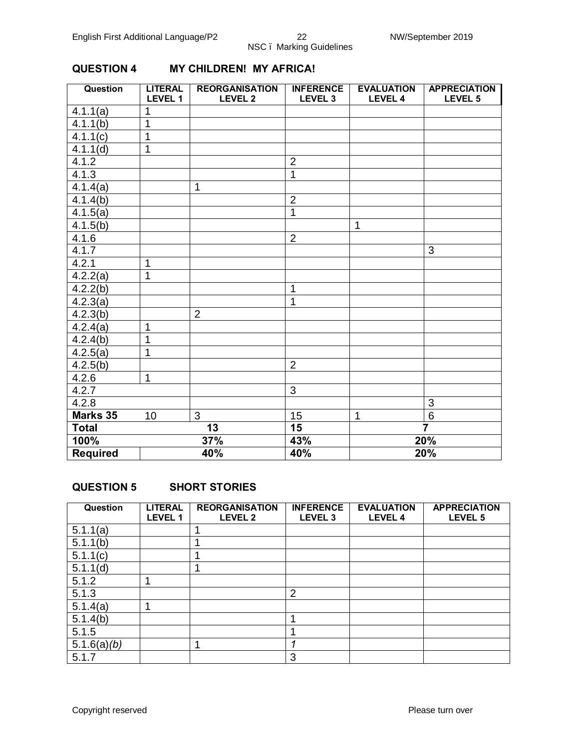## QUESTION 4 MY CHILDREN! MY AFRICA!

| Question | LITERAL LEVEL 1 | REORGANISATION LEVEL 2 | INFERENCE LEVEL 3 | EVALUATION LEVEL 4 | APPRECIATION LEVEL 5 |
|---|---|---|---|---|---|
| 4.1.1(a) | 1 | | | | |
| 4.1.1(b) | 1 | | | | |
| 4.1.1(c) | 1 | | | | |
| 4.1.1(d) | 1 | | | | |
| 4.1.2 | | | 2 | | |
| 4.1.3 | | | 1 | | |
| 4.1.4(a) | | 1 | | | |
| 4.1.4(b) | | | 2 | | |
| 4.1.5(a) | | | 1 | | |
| 4.1.5(b) | | | | 1 | |
| 4.1.6 | | | 2 | | |
| 4.1.7 | | | | | 3 |
| 4.2.1 | 1 | | | | |
| 4.2.2(a) | 1 | | | | |
| 4.2.2(b) | | | 1 | | |
| 4.2.3(a) | | | 1 | | |
| 4.2.3(b) | | 2 | | | |
| 4.2.4(a) | 1 | | | | |
| 4.2.4(b) | 1 | | | | |
| 4.2.5(a) | 1 | | | | |
| 4.2.5(b) | | | 2 | | |
| 4.2.6 | 1 | | | | |
| 4.2.7 | | | 3 | | |
| 4.2.8 | | | | | 3 |
| **Marks 35** | 10 | 3 | 15 | 1 | 6 |
| **Total** | **13** | | **15** | **7** | |
| **100%** | **37%** | | **43%** | **20%** | |
| **Required** | **40%** | | **40%** | **20%** | |

## QUESTION 5 SHORT STORIES

| Question | LITERAL LEVEL 1 | REORGANISATION LEVEL 2 | INFERENCE LEVEL 3 | EVALUATION LEVEL 4 | APPRECIATION LEVEL 5 |
|---|---|---|---|---|---|
| 5.1.1(a) | | 1 | | | |
| 5.1.1(b) | | 1 | | | |
| 5.1.1(c) | | 1 | | | |
| 5.1.1(d) | | 1 | | | |
| 5.1.2 | 1 | | | | |
| 5.1.3 | | | 2 | | |
| 5.1.4(a) | 1 | | | | |
| 5.1.4(b) | | | 1 | | |
| 5.1.5 | | | 1 | | |
| 5.1.6(a)*(b)* | | 1 | *1* | | |
| 5.1.7 | | | 3 | | |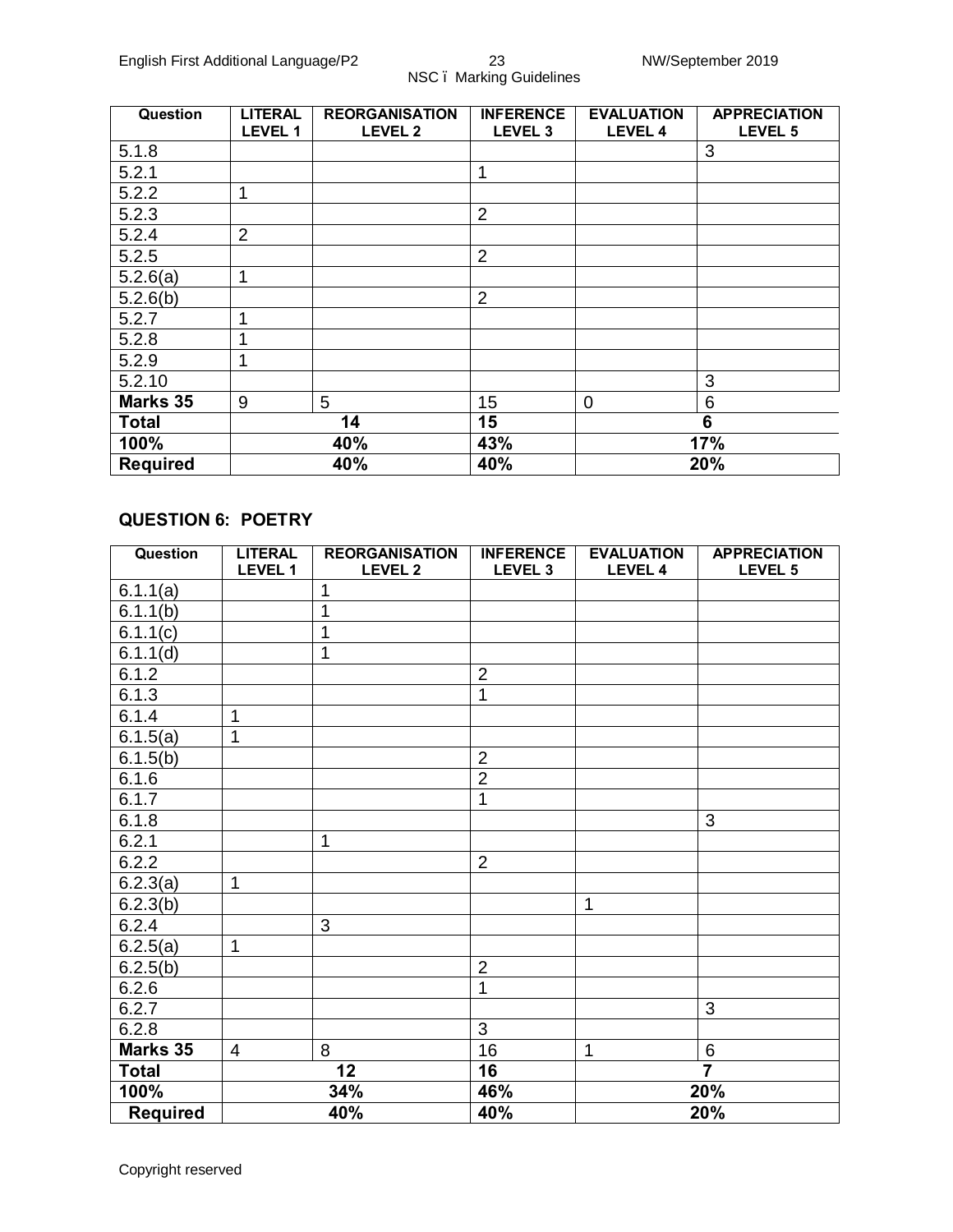| Question | LITERAL LEVEL 1 | REORGANISATION LEVEL 2 | INFERENCE LEVEL 3 | EVALUATION LEVEL 4 | APPRECIATION LEVEL 5 |
|---|---|---|---|---|---|
| 5.1.8 | | | | | 3 |
| 5.2.1 | | | 1 | | |
| 5.2.2 | 1 | | | | |
| 5.2.3 | | | 2 | | |
| 5.2.4 | 2 | | | | |
| 5.2.5 | | | 2 | | |
| 5.2.6(a) | 1 | | | | |
| 5.2.6(b) | | | 2 | | |
| 5.2.7 | 1 | | | | |
| 5.2.8 | 1 | | | | |
| 5.2.9 | 1 | | | | |
| 5.2.10 | | | | | 3 |
| **Marks 35** | 9 | 5 | 15 | 0 | 6 |
| **Total** | **14** | | **15** | **6** | |
| **100%** | **40%** | | **43%** | **17%** | |
| **Required** | **40%** | | **40%** | **20%** | |

## QUESTION 6: POETRY

| Question | LITERAL LEVEL 1 | REORGANISATION LEVEL 2 | INFERENCE LEVEL 3 | EVALUATION LEVEL 4 | APPRECIATION LEVEL 5 |
|---|---|---|---|---|---|
| 6.1.1(a) | | 1 | | | |
| 6.1.1(b) | | 1 | | | |
| 6.1.1(c) | | 1 | | | |
| 6.1.1(d) | | 1 | | | |
| 6.1.2 | | | 2 | | |
| 6.1.3 | | | 1 | | |
| 6.1.4 | 1 | | | | |
| 6.1.5(a) | 1 | | | | |
| 6.1.5(b) | | | 2 | | |
| 6.1.6 | | | 2 | | |
| 6.1.7 | | | 1 | | |
| 6.1.8 | | | | | 3 |
| 6.2.1 | | 1 | | | |
| 6.2.2 | | | 2 | | |
| 6.2.3(a) | 1 | | | | |
| 6.2.3(b) | | | | 1 | |
| 6.2.4 | | 3 | | | |
| 6.2.5(a) | 1 | | | | |
| 6.2.5(b) | | | 2 | | |
| 6.2.6 | | | 1 | | |
| 6.2.7 | | | | | 3 |
| 6.2.8 | | | 3 | | |
| **Marks 35** | 4 | 8 | 16 | 1 | 6 |
| **Total** | **12** | | **16** | **7** | |
| **100%** | **34%** | | **46%** | **20%** | |
| **Required** | **40%** | | **40%** | **20%** | |